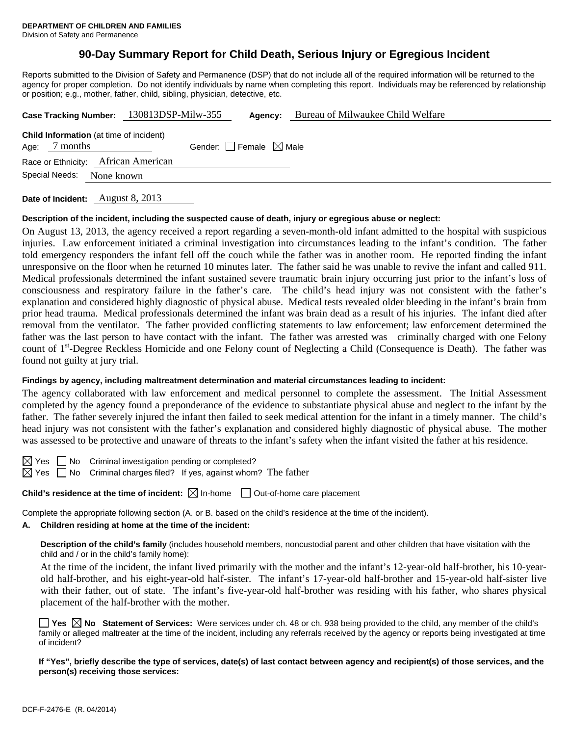**DEPARTMENT OF CHILDREN AND FAMILIES**
Division of Safety and Permanence

# 90-Day Summary Report for Child Death, Serious Injury or Egregious Incident

Reports submitted to the Division of Safety and Permanence (DSP) that do not include all of the required information will be returned to the agency for proper completion. Do not identify individuals by name when completing this report. Individuals may be referenced by relationship or position; e.g., mother, father, child, sibling, physician, detective, etc.

**Case Tracking Number:** 130813DSP-Milw-355 **Agency:** Bureau of Milwaukee Child Welfare

**Child Information** (at time of incident)
Age: 7 months Gender: ☐ Female ☒ Male
Race or Ethnicity: African American
Special Needs: None known

**Date of Incident:** August 8, 2013

**Description of the incident, including the suspected cause of death, injury or egregious abuse or neglect:**

On August 13, 2013, the agency received a report regarding a seven-month-old infant admitted to the hospital with suspicious injuries. Law enforcement initiated a criminal investigation into circumstances leading to the infant's condition. The father told emergency responders the infant fell off the couch while the father was in another room. He reported finding the infant unresponsive on the floor when he returned 10 minutes later. The father said he was unable to revive the infant and called 911. Medical professionals determined the infant sustained severe traumatic brain injury occurring just prior to the infant's loss of consciousness and respiratory failure in the father's care. The child's head injury was not consistent with the father's explanation and considered highly diagnostic of physical abuse. Medical tests revealed older bleeding in the infant's brain from prior head trauma. Medical professionals determined the infant was brain dead as a result of his injuries. The infant died after removal from the ventilator. The father provided conflicting statements to law enforcement; law enforcement determined the father was the last person to have contact with the infant. The father was arrested was criminally charged with one Felony count of 1st-Degree Reckless Homicide and one Felony count of Neglecting a Child (Consequence is Death). The father was found not guilty at jury trial.

**Findings by agency, including maltreatment determination and material circumstances leading to incident:**

The agency collaborated with law enforcement and medical personnel to complete the assessment. The Initial Assessment completed by the agency found a preponderance of the evidence to substantiate physical abuse and neglect to the infant by the father. The father severely injured the infant then failed to seek medical attention for the infant in a timely manner. The child's head injury was not consistent with the father's explanation and considered highly diagnostic of physical abuse. The mother was assessed to be protective and unaware of threats to the infant's safety when the infant visited the father at his residence.

☒ Yes ☐ No Criminal investigation pending or completed?
☒ Yes ☐ No Criminal charges filed? If yes, against whom? The father

**Child's residence at the time of incident:** ☒ In-home ☐ Out-of-home care placement

Complete the appropriate following section (A. or B. based on the child's residence at the time of the incident).

**A. Children residing at home at the time of the incident:**

**Description of the child's family** (includes household members, noncustodial parent and other children that have visitation with the child and / or in the child's family home):

At the time of the incident, the infant lived primarily with the mother and the infant's 12-year-old half-brother, his 10-year-old half-brother, and his eight-year-old half-sister. The infant's 17-year-old half-brother and 15-year-old half-sister live with their father, out of state. The infant's five-year-old half-brother was residing with his father, who shares physical placement of the half-brother with the mother.

☐ **Yes** ☒ **No** **Statement of Services:** Were services under ch. 48 or ch. 938 being provided to the child, any member of the child's family or alleged maltreater at the time of the incident, including any referrals received by the agency or reports being investigated at time of incident?

**If "Yes", briefly describe the type of services, date(s) of last contact between agency and recipient(s) of those services, and the person(s) receiving those services:**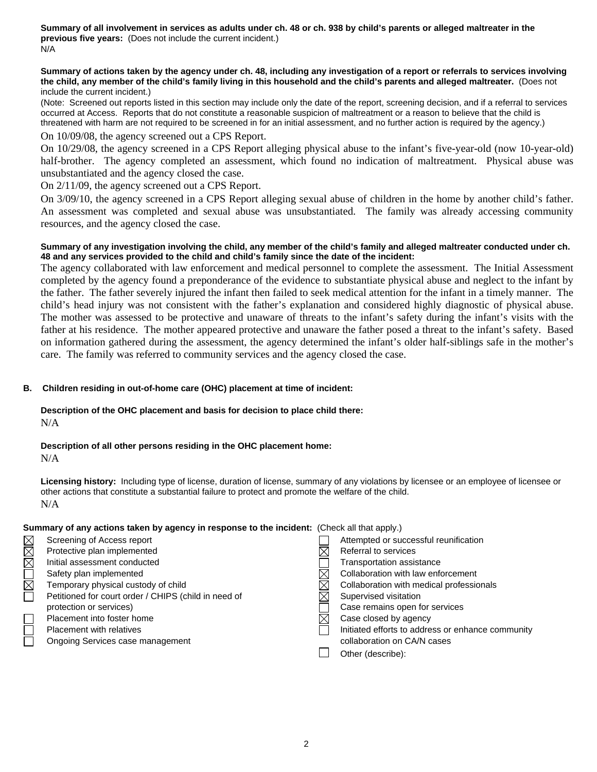**Summary of all involvement in services as adults under ch. 48 or ch. 938 by child's parents or alleged maltreater in the previous five years:** (Does not include the current incident.)
N/A

**Summary of actions taken by the agency under ch. 48, including any investigation of a report or referrals to services involving the child, any member of the child's family living in this household and the child's parents and alleged maltreater.** (Does not include the current incident.)
(Note: Screened out reports listed in this section may include only the date of the report, screening decision, and if a referral to services occurred at Access. Reports that do not constitute a reasonable suspicion of maltreatment or a reason to believe that the child is threatened with harm are not required to be screened in for an initial assessment, and no further action is required by the agency.)

On 10/09/08, the agency screened out a CPS Report.
On 10/29/08, the agency screened in a CPS Report alleging physical abuse to the infant's five-year-old (now 10-year-old) half-brother. The agency completed an assessment, which found no indication of maltreatment. Physical abuse was unsubstantiated and the agency closed the case.
On 2/11/09, the agency screened out a CPS Report.
On 3/09/10, the agency screened in a CPS Report alleging sexual abuse of children in the home by another child's father. An assessment was completed and sexual abuse was unsubstantiated. The family was already accessing community resources, and the agency closed the case.

**Summary of any investigation involving the child, any member of the child's family and alleged maltreater conducted under ch. 48 and any services provided to the child and child's family since the date of the incident:**

The agency collaborated with law enforcement and medical personnel to complete the assessment. The Initial Assessment completed by the agency found a preponderance of the evidence to substantiate physical abuse and neglect to the infant by the father. The father severely injured the infant then failed to seek medical attention for the infant in a timely manner. The child's head injury was not consistent with the father's explanation and considered highly diagnostic of physical abuse. The mother was assessed to be protective and unaware of threats to the infant's safety during the infant's visits with the father at his residence. The mother appeared protective and unaware the father posed a threat to the infant's safety. Based on information gathered during the assessment, the agency determined the infant's older half-siblings safe in the mother's care. The family was referred to community services and the agency closed the case.

**B. Children residing in out-of-home care (OHC) placement at time of incident:**

**Description of the OHC placement and basis for decision to place child there:**
N/A

**Description of all other persons residing in the OHC placement home:**
N/A

**Licensing history:** Including type of license, duration of license, summary of any violations by licensee or an employee of licensee or other actions that constitute a substantial failure to protect and promote the welfare of the child.
N/A

**Summary of any actions taken by agency in response to the incident:** (Check all that apply.)

- [x] Screening of Access report
- [x] Protective plan implemented
- [x] Initial assessment conducted
- [ ] Safety plan implemented
- [x] Temporary physical custody of child
- [ ] Petitioned for court order / CHIPS (child in need of protection or services)
- [ ] Placement into foster home
- [ ] Placement with relatives
- [ ] Ongoing Services case management
- [ ] Attempted or successful reunification
- [x] Referral to services
- [ ] Transportation assistance
- [x] Collaboration with law enforcement
- [x] Collaboration with medical professionals
- [x] Supervised visitation
- [ ] Case remains open for services
- [x] Case closed by agency
- [ ] Initiated efforts to address or enhance community collaboration on CA/N cases
- [ ] Other (describe):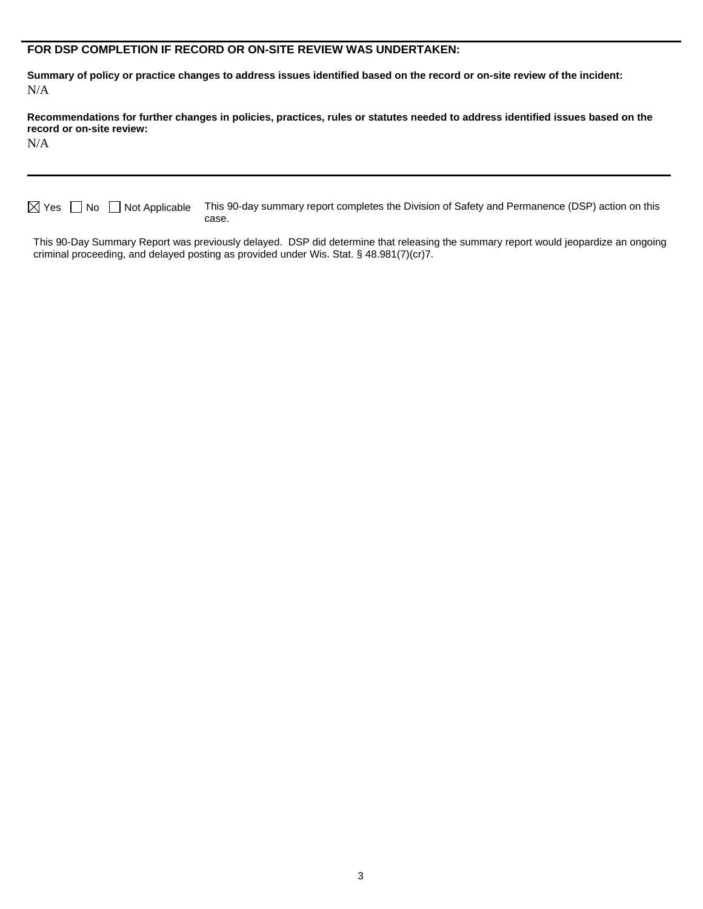## FOR DSP COMPLETION IF RECORD OR ON-SITE REVIEW WAS UNDERTAKEN:

**Summary of policy or practice changes to address issues identified based on the record or on-site review of the incident:**

N/A

**Recommendations for further changes in policies, practices, rules or statutes needed to address identified issues based on the record or on-site review:**

N/A

---

☒ Yes ☐ No ☐ Not Applicable This 90-day summary report completes the Division of Safety and Permanence (DSP) action on this case.

This 90-Day Summary Report was previously delayed. DSP did determine that releasing the summary report would jeopardize an ongoing criminal proceeding, and delayed posting as provided under Wis. Stat. § 48.981(7)(cr)7.